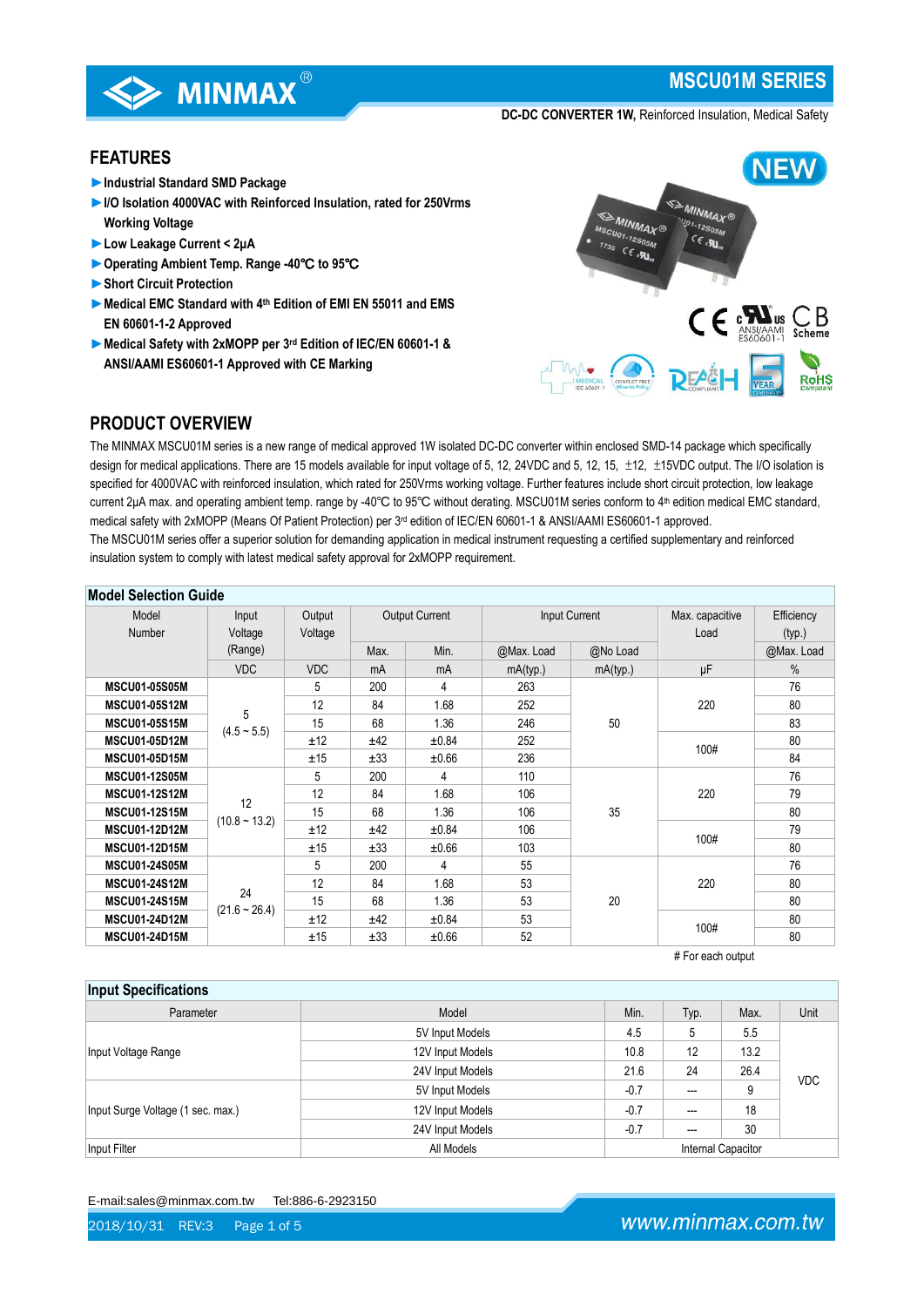# MSCU01M SERIES

**DC-DC CONVERTER 1W,** Reinforced Insulation, Medical Safety

## FEATURES

- ► **Industrial Standard SMD Package**
- ► **I/O Isolation 4000VAC with Reinforced Insulation, rated for 250Vrms Working Voltage**
- ► **Low Leakage Current < 2μA**
- ► **Operating Ambient Temp. Range -40℃ to 95℃**
- ► **Short Circuit Protection**
- ► **Medical EMC Standard with 4th Edition of EMI EN 55011 and EMS EN 60601-1-2 Approved**
- ► **Medical Safety with 2xMOPP per 3rd Edition of IEC/EN 60601-1 & ANSI/AAMI ES60601-1 Approved with CE Marking**

## PRODUCT OVERVIEW

The MINMAX MSCU01M series is a new range of medical approved 1W isolated DC-DC converter within enclosed SMD-14 package which specifically design for medical applications. There are 15 models available for input voltage of 5, 12, 24VDC and 5, 12, 15, ±12, ±15VDC output. The I/O isolation is specified for 4000VAC with reinforced insulation, which rated for 250Vrms working voltage. Further features include short circuit protection, low leakage current 2μA max. and operating ambient temp. range by -40℃ to 95℃ without derating. MSCU01M series conform to 4th edition medical EMC standard, medical safety with 2xMOPP (Means Of Patient Protection) per 3rd edition of IEC/EN 60601-1 & ANSI/AAMI ES60601-1 approved.

The MSCU01M series offer a superior solution for demanding application in medical instrument requesting a certified supplementary and reinforced insulation system to comply with latest medical safety approval for 2xMOPP requirement.

### Model Selection Guide

| Model Number | Input Voltage (Range) | Output Voltage | Output Current | | Input Current | | Max. capacitive Load | Efficiency (typ.) |
|---|---|---|---|---|---|---|---|---|
| | | | Max. | Min. | @Max. Load | @No Load | | @Max. Load |
| | VDC | VDC | mA | mA | mA(typ.) | mA(typ.) | μF | % |
| **MSCU01-05S05M** | 5 (4.5 ~ 5.5) | 5 | 200 | 4 | 263 | 50 | 220 | 76 |
| **MSCU01-05S12M** | | 12 | 84 | 1.68 | 252 | | | 80 |
| **MSCU01-05S15M** | | 15 | 68 | 1.36 | 246 | | | 83 |
| **MSCU01-05D12M** | | ±12 | ±42 | ±0.84 | 252 | | 100# | 80 |
| **MSCU01-05D15M** | | ±15 | ±33 | ±0.66 | 236 | | | 84 |
| **MSCU01-12S05M** | 12 (10.8 ~ 13.2) | 5 | 200 | 4 | 110 | 35 | 220 | 76 |
| **MSCU01-12S12M** | | 12 | 84 | 1.68 | 106 | | | 79 |
| **MSCU01-12S15M** | | 15 | 68 | 1.36 | 106 | | | 80 |
| **MSCU01-12D12M** | | ±12 | ±42 | ±0.84 | 106 | | 100# | 79 |
| **MSCU01-12D15M** | | ±15 | ±33 | ±0.66 | 103 | | | 80 |
| **MSCU01-24S05M** | 24 (21.6 ~ 26.4) | 5 | 200 | 4 | 55 | 20 | 220 | 76 |
| **MSCU01-24S12M** | | 12 | 84 | 1.68 | 53 | | | 80 |
| **MSCU01-24S15M** | | 15 | 68 | 1.36 | 53 | | | 80 |
| **MSCU01-24D12M** | | ±12 | ±42 | ±0.84 | 53 | | 100# | 80 |
| **MSCU01-24D15M** | | ±15 | ±33 | ±0.66 | 52 | | | 80 |

# For each output

### Input Specifications

| Parameter | Model | Min. | Typ. | Max. | Unit |
|---|---|---|---|---|---|
| Input Voltage Range | 5V Input Models | 4.5 | 5 | 5.5 | VDC |
| | 12V Input Models | 10.8 | 12 | 13.2 | |
| | 24V Input Models | 21.6 | 24 | 26.4 | |
| Input Surge Voltage (1 sec. max.) | 5V Input Models | -0.7 | --- | 9 | |
| | 12V Input Models | -0.7 | --- | 18 | |
| | 24V Input Models | -0.7 | --- | 30 | |
| Input Filter | All Models | Internal Capacitor | | | |

E-mail:sales@minmax.com.tw Tel:886-6-2923150

2018/10/31 REV:3

www.minmax.com.tw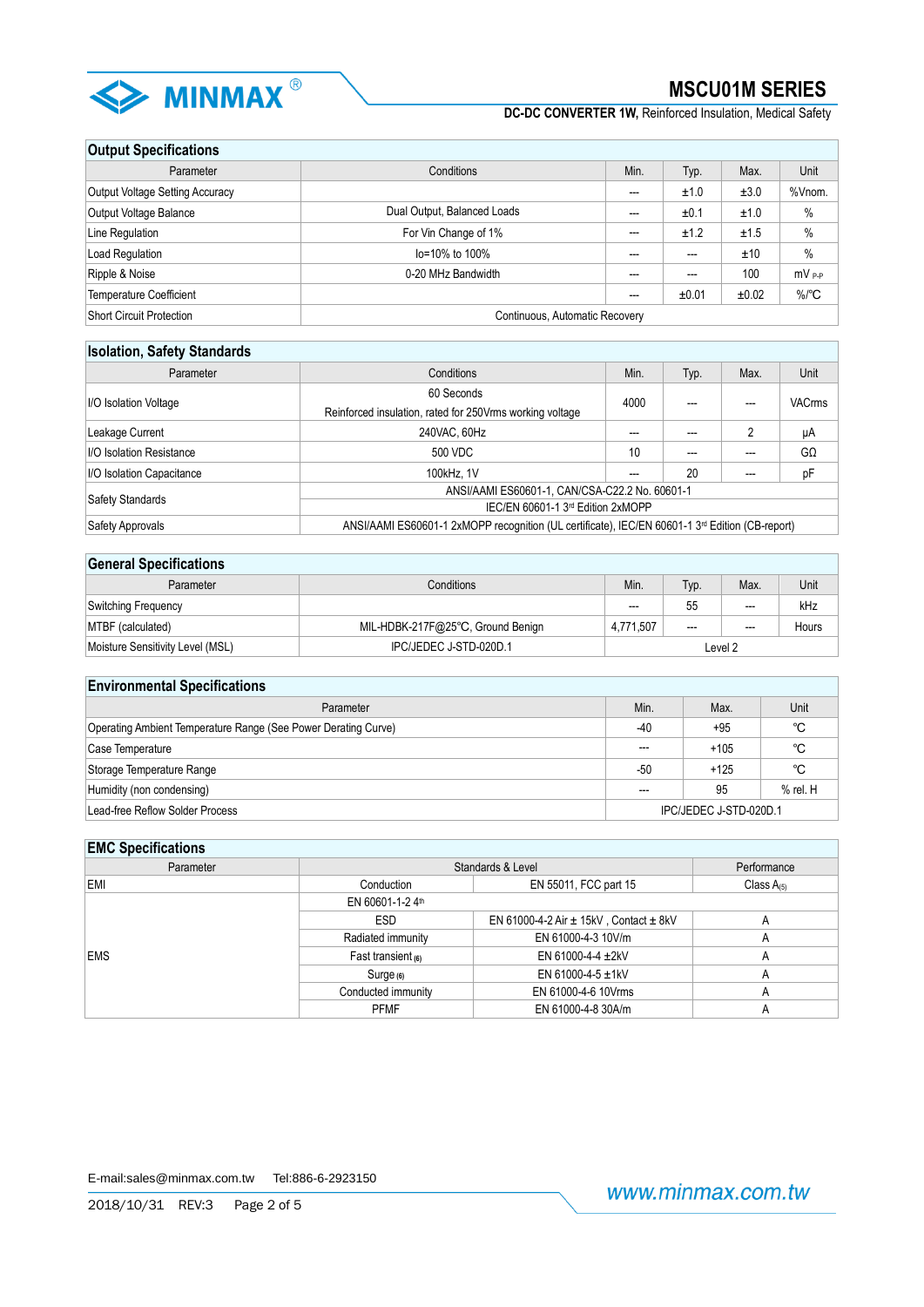## Output Specifications

| Parameter | Conditions | Min. | Typ. | Max. | Unit |
|---|---|---|---|---|---|
| Output Voltage Setting Accuracy | | --- | ±1.0 | ±3.0 | %Vnom. |
| Output Voltage Balance | Dual Output, Balanced Loads | --- | ±0.1 | ±1.0 | % |
| Line Regulation | For Vin Change of 1% | --- | ±1.2 | ±1.5 | % |
| Load Regulation | Io=10% to 100% | --- | --- | ±10 | % |
| Ripple & Noise | 0-20 MHz Bandwidth | --- | --- | 100 | mV P-P |
| Temperature Coefficient | | --- | ±0.01 | ±0.02 | %/°C |
| Short Circuit Protection | Continuous, Automatic Recovery | | | | |

## Isolation, Safety Standards

| Parameter | Conditions | Min. | Typ. | Max. | Unit |
|---|---|---|---|---|---|
| I/O Isolation Voltage | 60 Seconds<br>Reinforced insulation, rated for 250Vrms working voltage | 4000 | --- | --- | VACrms |
| Leakage Current | 240VAC, 60Hz | --- | --- | 2 | μA |
| I/O Isolation Resistance | 500 VDC | 10 | --- | --- | GΩ |
| I/O Isolation Capacitance | 100kHz, 1V | --- | 20 | --- | pF |
| Safety Standards | ANSI/AAMI ES60601-1, CAN/CSA-C22.2 No. 60601-1<br>IEC/EN 60601-1 3rd Edition 2xMOPP | | | | |
| Safety Approvals | ANSI/AAMI ES60601-1 2xMOPP recognition (UL certificate), IEC/EN 60601-1 3rd Edition (CB-report) | | | | |

## General Specifications

| Parameter | Conditions | Min. | Typ. | Max. | Unit |
|---|---|---|---|---|---|
| Switching Frequency | | --- | 55 | --- | kHz |
| MTBF (calculated) | MIL-HDBK-217F@25°C, Ground Benign | 4,771,507 | --- | --- | Hours |
| Moisture Sensitivity Level (MSL) | IPC/JEDEC J-STD-020D.1 | Level 2 | | | |

## Environmental Specifications

| Parameter | Min. | Max. | Unit |
|---|---|---|---|
| Operating Ambient Temperature Range (See Power Derating Curve) | -40 | +95 | °C |
| Case Temperature | --- | +105 | °C |
| Storage Temperature Range | -50 | +125 | °C |
| Humidity (non condensing) | --- | 95 | % rel. H |
| Lead-free Reflow Solder Process | IPC/JEDEC J-STD-020D.1 | | |

## EMC Specifications

| Parameter | Standards & Level | | Performance |
|---|---|---|---|
| EMI | Conduction | EN 55011, FCC part 15 | Class A(5) |
| EMS | EN 60601-1-2 4th | | |
| | ESD | EN 61000-4-2 Air ± 15kV , Contact ± 8kV | A |
| | Radiated immunity | EN 61000-4-3 10V/m | A |
| | Fast transient (6) | EN 61000-4-4 ±2kV | A |
| | Surge (6) | EN 61000-4-5 ±1kV | A |
| | Conducted immunity | EN 61000-4-6 10Vrms | A |
| | PFMF | EN 61000-4-8 30A/m | A |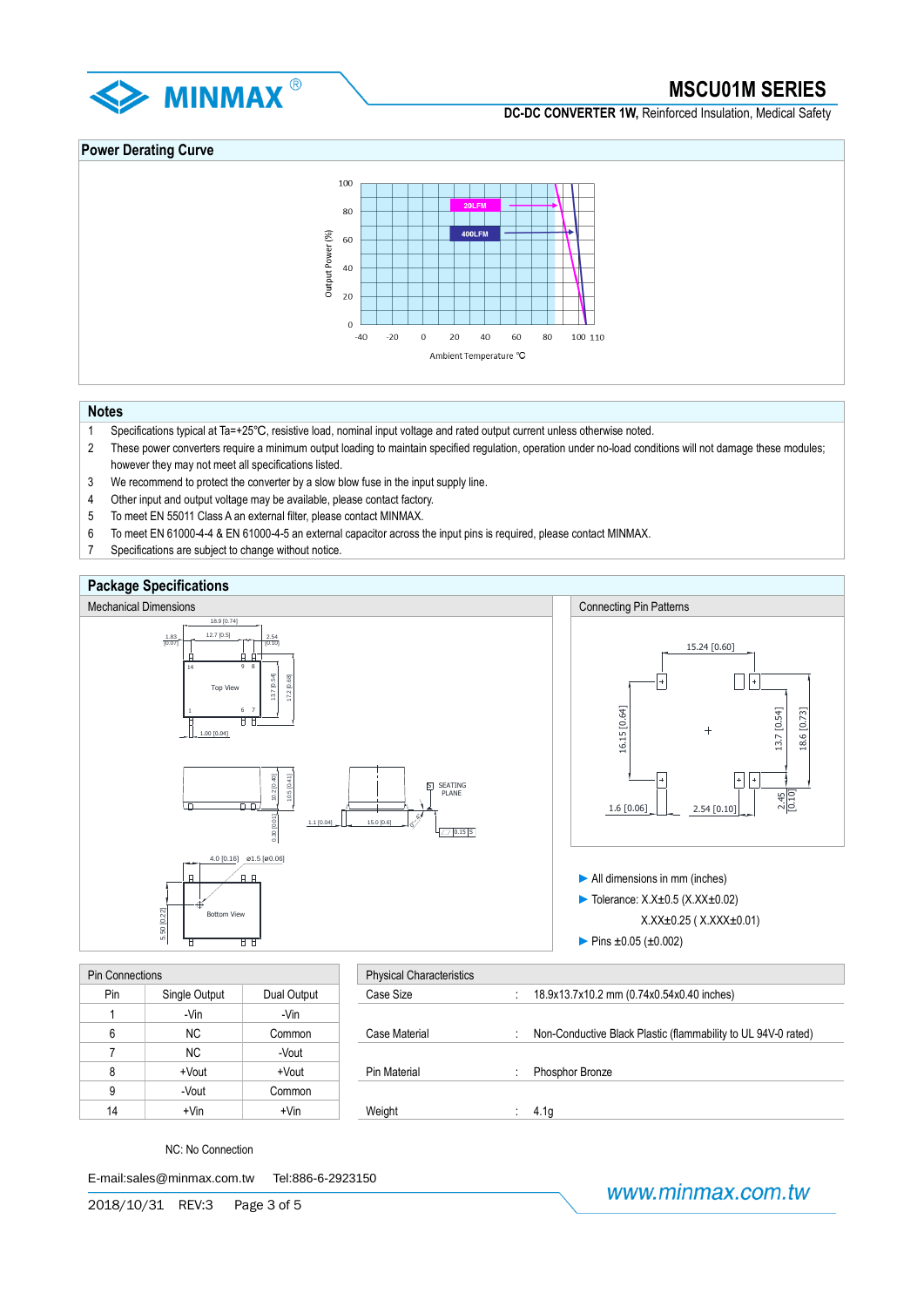## Power Derating Curve

## Notes

1. Specifications typical at Ta=+25℃, resistive load, nominal input voltage and rated output current unless otherwise noted.
2. These power converters require a minimum output loading to maintain specified regulation, operation under no-load conditions will not damage these modules; however they may not meet all specifications listed.
3. We recommend to protect the converter by a slow blow fuse in the input supply line.
4. Other input and output voltage may be available, please contact factory.
5. To meet EN 55011 Class A an external filter, please contact MINMAX.
6. To meet EN 61000-4-4 & EN 61000-4-5 an external capacitor across the input pins is required, please contact MINMAX.
7. Specifications are subject to change without notice.

## Package Specifications

### Mechanical Dimensions

### Connecting Pin Patterns

- All dimensions in mm (inches)
- Tolerance: X.X±0.5 (X.XX±0.02)
  X.XX±0.25 ( X.XXX±0.01)
- Pins ±0.05 (±0.002)

### Pin Connections

| Pin | Single Output | Dual Output |
|---|---|---|
| 1 | -Vin | -Vin |
| 6 | NC | Common |
| 7 | NC | -Vout |
| 8 | +Vout | +Vout |
| 9 | -Vout | Common |
| 14 | +Vin | +Vin |

NC: No Connection

### Physical Characteristics

| | | |
|---|---|---|
| Case Size | : | 18.9x13.7x10.2 mm (0.74x0.54x0.40 inches) |
| Case Material | : | Non-Conductive Black Plastic (flammability to UL 94V-0 rated) |
| Pin Material | : | Phosphor Bronze |
| Weight | : | 4.1g |

E-mail:sales@minmax.com.tw  Tel:886-6-2923150

2018/10/31  REV:3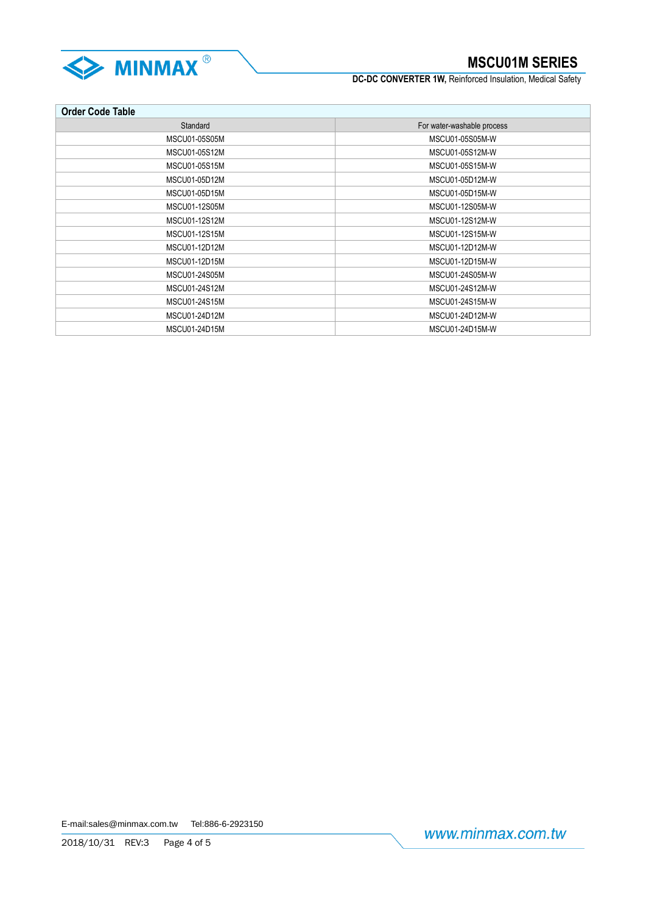## Order Code Table

| Standard | For water-washable process |
|---|---|
| MSCU01-05S05M | MSCU01-05S05M-W |
| MSCU01-05S12M | MSCU01-05S12M-W |
| MSCU01-05S15M | MSCU01-05S15M-W |
| MSCU01-05D12M | MSCU01-05D12M-W |
| MSCU01-05D15M | MSCU01-05D15M-W |
| MSCU01-12S05M | MSCU01-12S05M-W |
| MSCU01-12S12M | MSCU01-12S12M-W |
| MSCU01-12S15M | MSCU01-12S15M-W |
| MSCU01-12D12M | MSCU01-12D12M-W |
| MSCU01-12D15M | MSCU01-12D15M-W |
| MSCU01-24S05M | MSCU01-24S05M-W |
| MSCU01-24S12M | MSCU01-24S12M-W |
| MSCU01-24S15M | MSCU01-24S15M-W |
| MSCU01-24D12M | MSCU01-24D12M-W |
| MSCU01-24D15M | MSCU01-24D15M-W |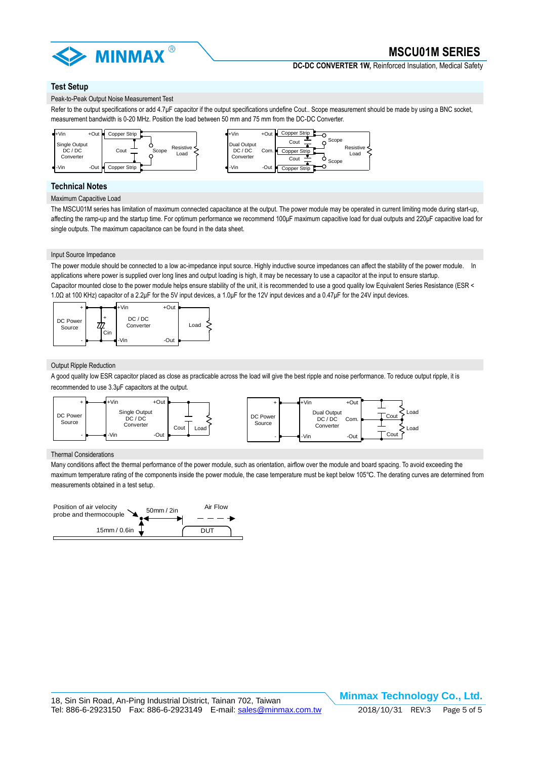## Test Setup

### Peak-to-Peak Output Noise Measurement Test

Refer to the output specifications or add 4.7μF capacitor if the output specifications undefine Cout.. Scope measurement should be made by using a BNC socket, measurement bandwidth is 0-20 MHz. Position the load between 50 mm and 75 mm from the DC-DC Converter.

+Vin
+Out
Copper Strip
Single Output DC / DC Converter
Cout
Scope
Resistive Load
-Vin
-Out
Copper Strip

+Vin
+Out
Copper Strip
Cout
Scope
Dual Output DC / DC Converter
Com.
Copper Strip
Resistive Load
Cout
Scope
-Vin
-Out
Copper Strip

## Technical Notes

### Maximum Capacitive Load

The MSCU01M series has limitation of maximum connected capacitance at the output. The power module may be operated in current limiting mode during start-up, affecting the ramp-up and the startup time. For optimum performance we recommend 100μF maximum capacitive load for dual outputs and 220μF capacitive load for single outputs. The maximum capacitance can be found in the data sheet.

### Input Source Impedance

The power module should be connected to a low ac-impedance input source. Highly inductive source impedances can affect the stability of the power module. In applications where power is supplied over long lines and output loading is high, it may be necessary to use a capacitor at the input to ensure startup.

Capacitor mounted close to the power module helps ensure stability of the unit, it is recommended to use a good quality low Equivalent Series Resistance (ESR < 1.0Ω at 100 KHz) capacitor of a 2.2μF for the 5V input devices, a 1.0μF for the 12V input devices and a 0.47μF for the 24V input devices.

DC Power Source
+
-
+
Cin
+Vin
+Out
DC / DC Converter
Load
-Vin
-Out

### Output Ripple Reduction

A good quality low ESR capacitor placed as close as practicable across the load will give the best ripple and noise performance. To reduce output ripple, it is recommended to use 3.3μF capacitors at the output.

DC Power Source
+
-
+Vin
+Out
Single Output DC / DC Converter
Cout
Load
-Vin
-Out

DC Power Source
+
-
+Vin
+Out
Dual Output DC / DC Converter
Com.
Cout
Load
Cout
Load
-Vin
-Out

### Thermal Considerations

Many conditions affect the thermal performance of the power module, such as orientation, airflow over the module and board spacing. To avoid exceeding the maximum temperature rating of the components inside the power module, the case temperature must be kept below 105°C. The derating curves are determined from measurements obtained in a test setup.

Position of air velocity probe and thermocouple
50mm / 2in
Air Flow
15mm / 0.6in
DUT